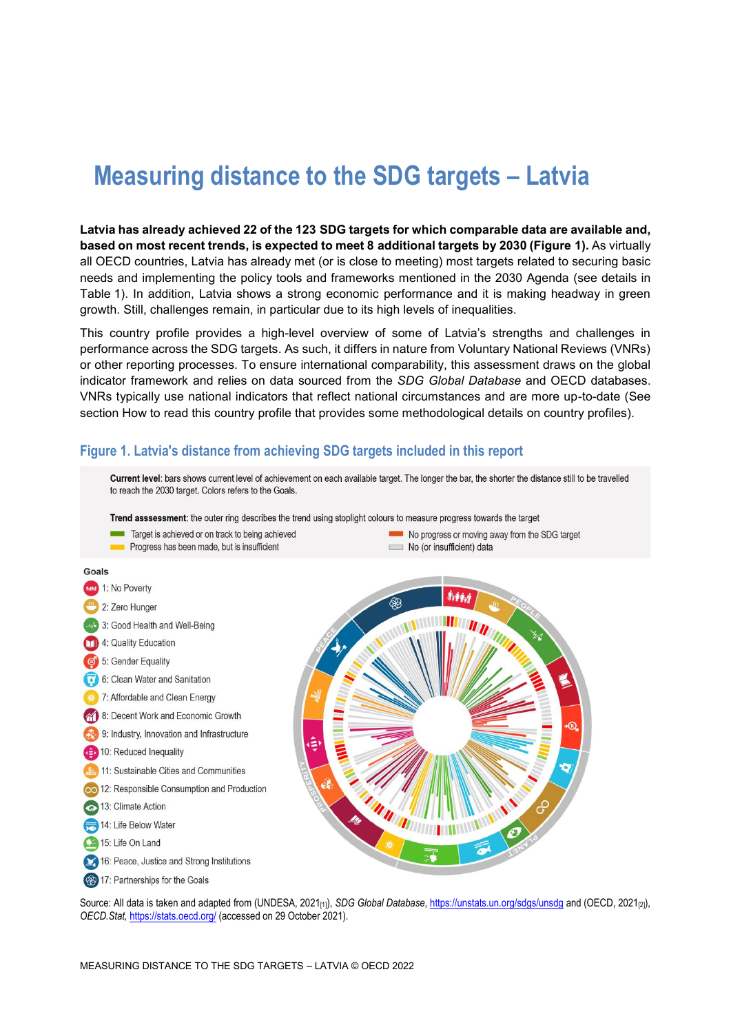# Measuring distance to the SDG targets – Latvia

**Latvia has already achieved 22 of the 123 SDG targets for which comparable data are available and, based on most recent trends, is expected to meet 8 additional targets by 2030 (Figure 1).** As virtually all OECD countries, Latvia has already met (or is close to meeting) most targets related to securing basic needs and implementing the policy tools and frameworks mentioned in the 2030 Agenda (see details in Table 1). In addition, Latvia shows a strong economic performance and it is making headway in green growth. Still, challenges remain, in particular due to its high levels of inequalities.

This country profile provides a high-level overview of some of Latvia's strengths and challenges in performance across the SDG targets. As such, it differs in nature from Voluntary National Reviews (VNRs) or other reporting processes. To ensure international comparability, this assessment draws on the global indicator framework and relies on data sourced from the *SDG Global Database* and OECD databases. VNRs typically use national indicators that reflect national circumstances and are more up-to-date (See section How to read this country profile that provides some methodological details on country profiles).

## Figure 1. Latvia's distance from achieving SDG targets included in this report

**Current level**: bars shows current level of achievement on each available target. The longer the bar, the shorter the distance still to be travelled to reach the 2030 target. Colors refers to the Goals.

**Trend asssessment**: the outer ring describes the trend using stoplight colours to measure progress towards the target

- Target is achieved or on track to being achieved
- Progress has been made, but is insufficient
- No progress or moving away from the SDG target
- No (or insufficient) data

Goals

- 1: No Poverty
- 2: Zero Hunger
- 3: Good Health and Well-Being
- 4: Quality Education
- 5: Gender Equality
- 6: Clean Water and Sanitation
- 7: Affordable and Clean Energy
- 8: Decent Work and Economic Growth
- 9: Industry, Innovation and Infrastructure
- 10: Reduced Inequality
- 11: Sustainable Cities and Communities
- 12: Responsible Consumption and Production
- 13: Climate Action
- 14: Life Below Water
- 15: Life On Land
- 16: Peace, Justice and Strong Institutions
- 17: Partnerships for the Goals

Source: All data is taken and adapted from (UNDESA, 2021[1]), *SDG Global Database*, https://unstats.un.org/sdgs/unsdg and (OECD, 2021[2]), *OECD.Stat*, https://stats.oecd.org/ (accessed on 29 October 2021).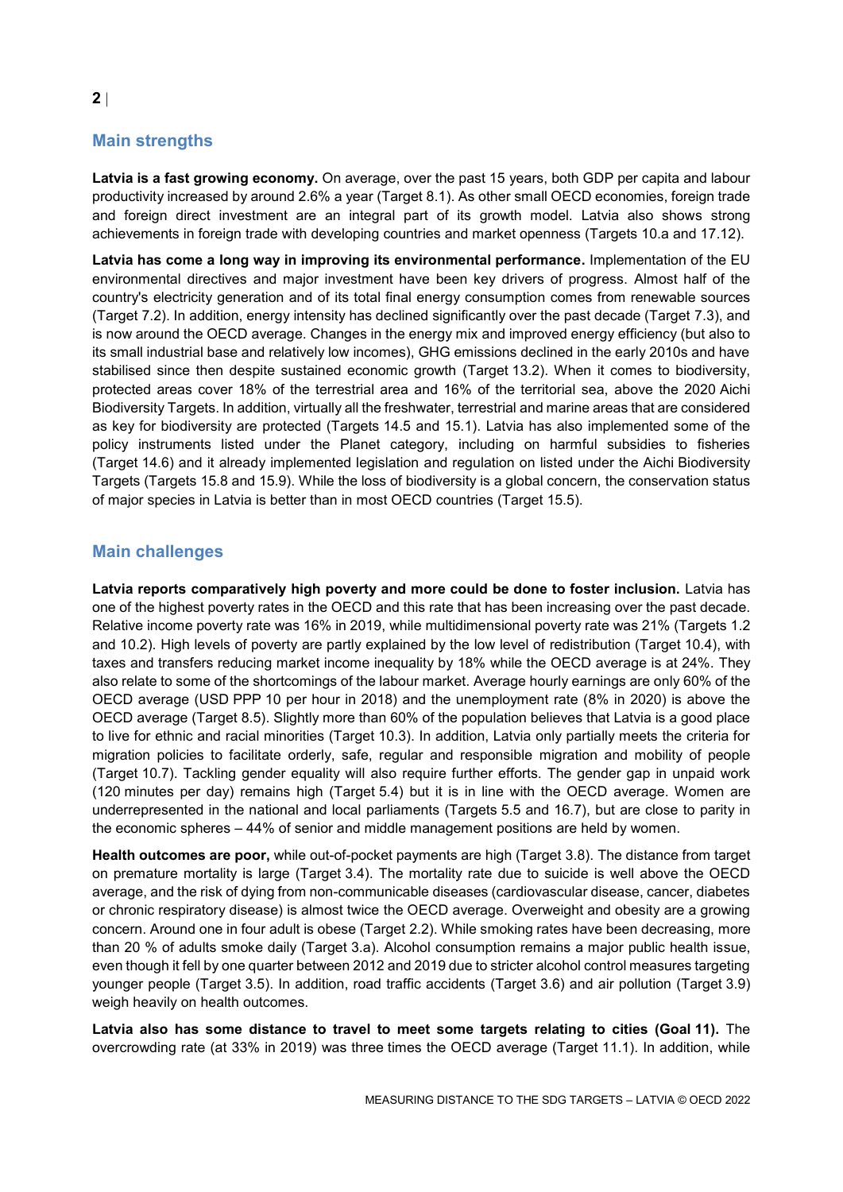## Main strengths

**Latvia is a fast growing economy.** On average, over the past 15 years, both GDP per capita and labour productivity increased by around 2.6% a year (Target 8.1). As other small OECD economies, foreign trade and foreign direct investment are an integral part of its growth model. Latvia also shows strong achievements in foreign trade with developing countries and market openness (Targets 10.a and 17.12).

**Latvia has come a long way in improving its environmental performance.** Implementation of the EU environmental directives and major investment have been key drivers of progress. Almost half of the country's electricity generation and of its total final energy consumption comes from renewable sources (Target 7.2). In addition, energy intensity has declined significantly over the past decade (Target 7.3), and is now around the OECD average. Changes in the energy mix and improved energy efficiency (but also to its small industrial base and relatively low incomes), GHG emissions declined in the early 2010s and have stabilised since then despite sustained economic growth (Target 13.2). When it comes to biodiversity, protected areas cover 18% of the terrestrial area and 16% of the territorial sea, above the 2020 Aichi Biodiversity Targets. In addition, virtually all the freshwater, terrestrial and marine areas that are considered as key for biodiversity are protected (Targets 14.5 and 15.1). Latvia has also implemented some of the policy instruments listed under the Planet category, including on harmful subsidies to fisheries (Target 14.6) and it already implemented legislation and regulation on listed under the Aichi Biodiversity Targets (Targets 15.8 and 15.9). While the loss of biodiversity is a global concern, the conservation status of major species in Latvia is better than in most OECD countries (Target 15.5).

## Main challenges

**Latvia reports comparatively high poverty and more could be done to foster inclusion.** Latvia has one of the highest poverty rates in the OECD and this rate that has been increasing over the past decade. Relative income poverty rate was 16% in 2019, while multidimensional poverty rate was 21% (Targets 1.2 and 10.2). High levels of poverty are partly explained by the low level of redistribution (Target 10.4), with taxes and transfers reducing market income inequality by 18% while the OECD average is at 24%. They also relate to some of the shortcomings of the labour market. Average hourly earnings are only 60% of the OECD average (USD PPP 10 per hour in 2018) and the unemployment rate (8% in 2020) is above the OECD average (Target 8.5). Slightly more than 60% of the population believes that Latvia is a good place to live for ethnic and racial minorities (Target 10.3). In addition, Latvia only partially meets the criteria for migration policies to facilitate orderly, safe, regular and responsible migration and mobility of people (Target 10.7). Tackling gender equality will also require further efforts. The gender gap in unpaid work (120 minutes per day) remains high (Target 5.4) but it is in line with the OECD average. Women are underrepresented in the national and local parliaments (Targets 5.5 and 16.7), but are close to parity in the economic spheres – 44% of senior and middle management positions are held by women.

**Health outcomes are poor,** while out-of-pocket payments are high (Target 3.8). The distance from target on premature mortality is large (Target 3.4). The mortality rate due to suicide is well above the OECD average, and the risk of dying from non-communicable diseases (cardiovascular disease, cancer, diabetes or chronic respiratory disease) is almost twice the OECD average. Overweight and obesity are a growing concern. Around one in four adult is obese (Target 2.2). While smoking rates have been decreasing, more than 20 % of adults smoke daily (Target 3.a). Alcohol consumption remains a major public health issue, even though it fell by one quarter between 2012 and 2019 due to stricter alcohol control measures targeting younger people (Target 3.5). In addition, road traffic accidents (Target 3.6) and air pollution (Target 3.9) weigh heavily on health outcomes.

**Latvia also has some distance to travel to meet some targets relating to cities (Goal 11).** The overcrowding rate (at 33% in 2019) was three times the OECD average (Target 11.1). In addition, while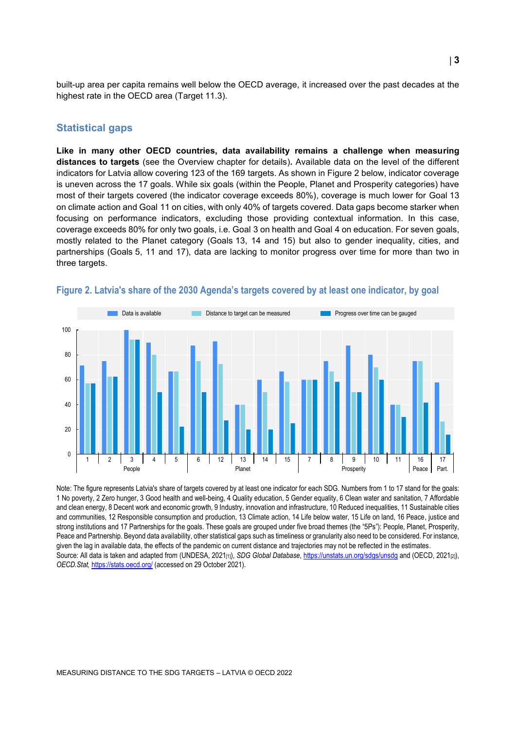built-up area per capita remains well below the OECD average, it increased over the past decades at the highest rate in the OECD area (Target 11.3).

## Statistical gaps

**Like in many other OECD countries, data availability remains a challenge when measuring distances to targets** (see the Overview chapter for details)**.** Available data on the level of the different indicators for Latvia allow covering 123 of the 169 targets. As shown in Figure 2 below, indicator coverage is uneven across the 17 goals. While six goals (within the People, Planet and Prosperity categories) have most of their targets covered (the indicator coverage exceeds 80%), coverage is much lower for Goal 13 on climate action and Goal 11 on cities, with only 40% of targets covered. Data gaps become starker when focusing on performance indicators, excluding those providing contextual information. In this case, coverage exceeds 80% for only two goals, i.e. Goal 3 on health and Goal 4 on education. For seven goals, mostly related to the Planet category (Goals 13, 14 and 15) but also to gender inequality, cities, and partnerships (Goals 5, 11 and 17), data are lacking to monitor progress over time for more than two in three targets.

### Figure 2. Latvia's share of the 2030 Agenda's targets covered by at least one indicator, by goal

Note: The figure represents Latvia's share of targets covered by at least one indicator for each SDG. Numbers from 1 to 17 stand for the goals: 1 No poverty, 2 Zero hunger, 3 Good health and well-being, 4 Quality education, 5 Gender equality, 6 Clean water and sanitation, 7 Affordable and clean energy, 8 Decent work and economic growth, 9 Industry, innovation and infrastructure, 10 Reduced inequalities, 11 Sustainable cities and communities, 12 Responsible consumption and production, 13 Climate action, 14 Life below water, 15 Life on land, 16 Peace, justice and strong institutions and 17 Partnerships for the goals. These goals are grouped under five broad themes (the "5Ps"): People, Planet, Prosperity, Peace and Partnership. Beyond data availability, other statistical gaps such as timeliness or granularity also need to be considered. For instance, given the lag in available data, the effects of the pandemic on current distance and trajectories may not be reflected in the estimates.

Source: All data is taken and adapted from (UNDESA, 2021[1]), *SDG Global Database*, https://unstats.un.org/sdgs/unsdg and (OECD, 2021[2]), *OECD.Stat*, https://stats.oecd.org/ (accessed on 29 October 2021).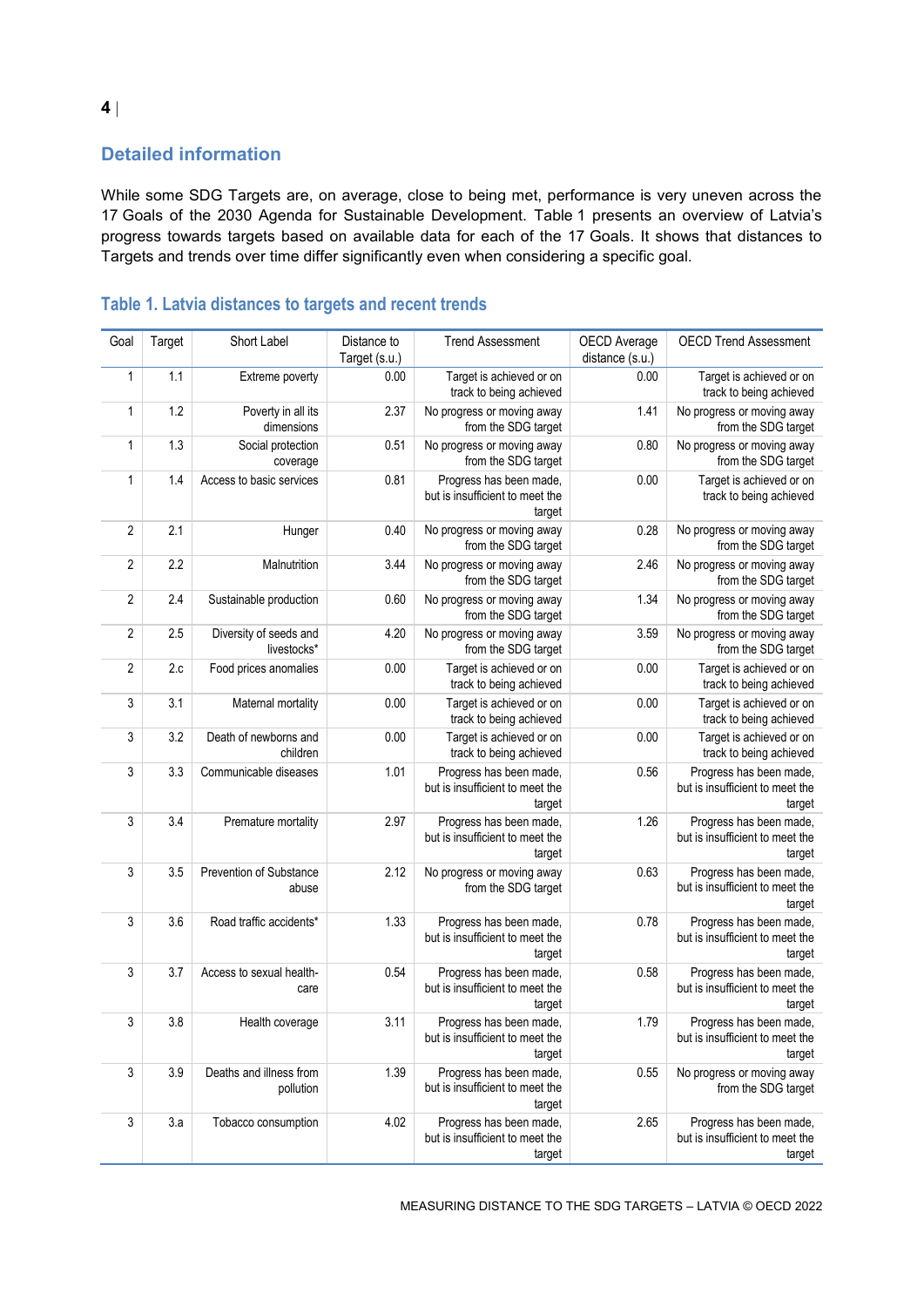## Detailed information

While some SDG Targets are, on average, close to being met, performance is very uneven across the 17 Goals of the 2030 Agenda for Sustainable Development. Table 1 presents an overview of Latvia's progress towards targets based on available data for each of the 17 Goals. It shows that distances to Targets and trends over time differ significantly even when considering a specific goal.

### Table 1. Latvia distances to targets and recent trends

| Goal | Target | Short Label | Distance to Target (s.u.) | Trend Assessment | OECD Average distance (s.u.) | OECD Trend Assessment |
|---|---|---|---|---|---|---|
| 1 | 1.1 | Extreme poverty | 0.00 | Target is achieved or on track to being achieved | 0.00 | Target is achieved or on track to being achieved |
| 1 | 1.2 | Poverty in all its dimensions | 2.37 | No progress or moving away from the SDG target | 1.41 | No progress or moving away from the SDG target |
| 1 | 1.3 | Social protection coverage | 0.51 | No progress or moving away from the SDG target | 0.80 | No progress or moving away from the SDG target |
| 1 | 1.4 | Access to basic services | 0.81 | Progress has been made, but is insufficient to meet the target | 0.00 | Target is achieved or on track to being achieved |
| 2 | 2.1 | Hunger | 0.40 | No progress or moving away from the SDG target | 0.28 | No progress or moving away from the SDG target |
| 2 | 2.2 | Malnutrition | 3.44 | No progress or moving away from the SDG target | 2.46 | No progress or moving away from the SDG target |
| 2 | 2.4 | Sustainable production | 0.60 | No progress or moving away from the SDG target | 1.34 | No progress or moving away from the SDG target |
| 2 | 2.5 | Diversity of seeds and livestocks* | 4.20 | No progress or moving away from the SDG target | 3.59 | No progress or moving away from the SDG target |
| 2 | 2.c | Food prices anomalies | 0.00 | Target is achieved or on track to being achieved | 0.00 | Target is achieved or on track to being achieved |
| 3 | 3.1 | Maternal mortality | 0.00 | Target is achieved or on track to being achieved | 0.00 | Target is achieved or on track to being achieved |
| 3 | 3.2 | Death of newborns and children | 0.00 | Target is achieved or on track to being achieved | 0.00 | Target is achieved or on track to being achieved |
| 3 | 3.3 | Communicable diseases | 1.01 | Progress has been made, but is insufficient to meet the target | 0.56 | Progress has been made, but is insufficient to meet the target |
| 3 | 3.4 | Premature mortality | 2.97 | Progress has been made, but is insufficient to meet the target | 1.26 | Progress has been made, but is insufficient to meet the target |
| 3 | 3.5 | Prevention of Substance abuse | 2.12 | No progress or moving away from the SDG target | 0.63 | Progress has been made, but is insufficient to meet the target |
| 3 | 3.6 | Road traffic accidents* | 1.33 | Progress has been made, but is insufficient to meet the target | 0.78 | Progress has been made, but is insufficient to meet the target |
| 3 | 3.7 | Access to sexual health-care | 0.54 | Progress has been made, but is insufficient to meet the target | 0.58 | Progress has been made, but is insufficient to meet the target |
| 3 | 3.8 | Health coverage | 3.11 | Progress has been made, but is insufficient to meet the target | 1.79 | Progress has been made, but is insufficient to meet the target |
| 3 | 3.9 | Deaths and illness from pollution | 1.39 | Progress has been made, but is insufficient to meet the target | 0.55 | No progress or moving away from the SDG target |
| 3 | 3.a | Tobacco consumption | 4.02 | Progress has been made, but is insufficient to meet the target | 2.65 | Progress has been made, but is insufficient to meet the target |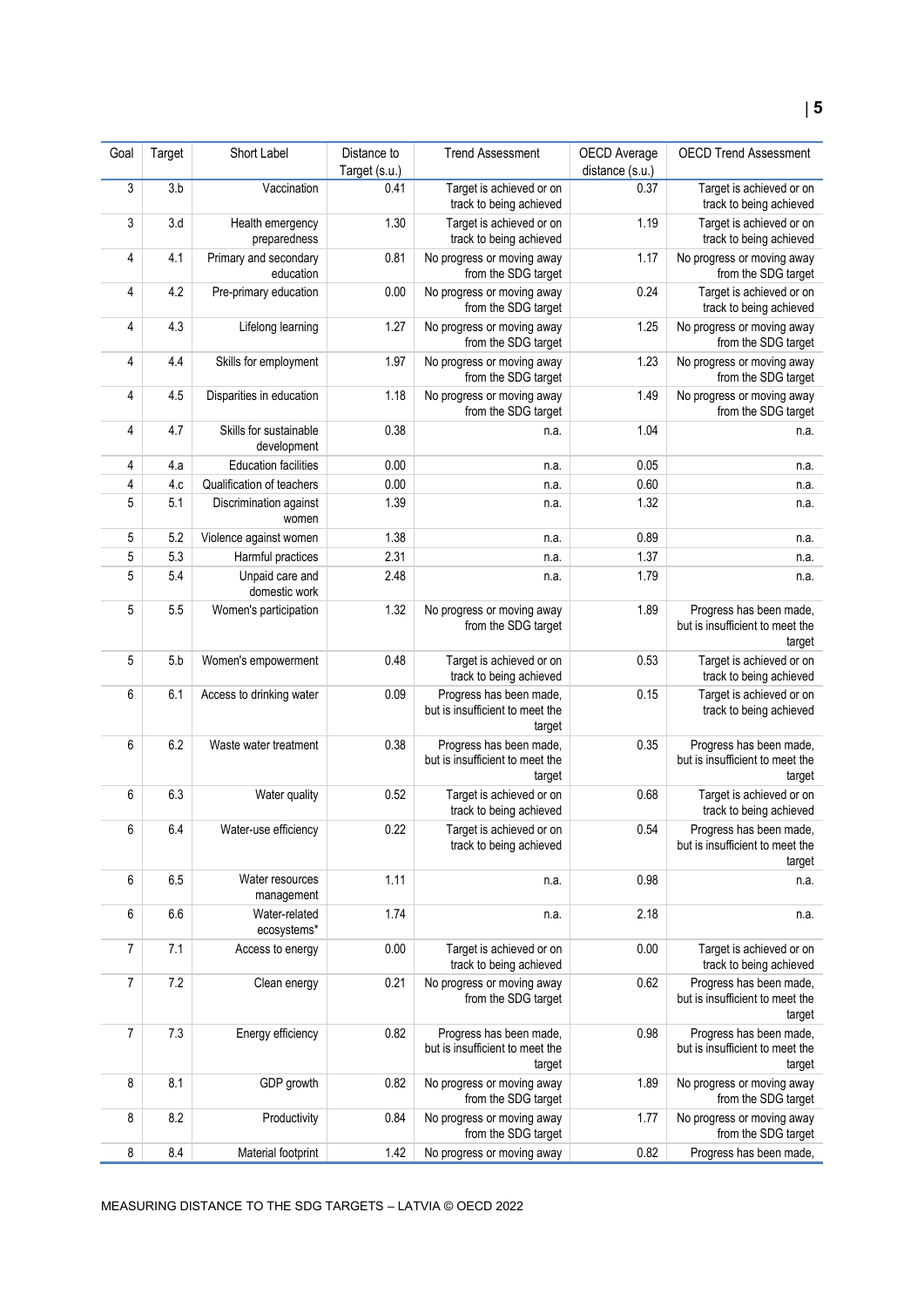| Goal | Target | Short Label | Distance to Target (s.u.) | Trend Assessment | OECD Average distance (s.u.) | OECD Trend Assessment |
|---|---|---|---|---|---|---|
| 3 | 3.b | Vaccination | 0.41 | Target is achieved or on track to being achieved | 0.37 | Target is achieved or on track to being achieved |
| 3 | 3.d | Health emergency preparedness | 1.30 | Target is achieved or on track to being achieved | 1.19 | Target is achieved or on track to being achieved |
| 4 | 4.1 | Primary and secondary education | 0.81 | No progress or moving away from the SDG target | 1.17 | No progress or moving away from the SDG target |
| 4 | 4.2 | Pre-primary education | 0.00 | No progress or moving away from the SDG target | 0.24 | Target is achieved or on track to being achieved |
| 4 | 4.3 | Lifelong learning | 1.27 | No progress or moving away from the SDG target | 1.25 | No progress or moving away from the SDG target |
| 4 | 4.4 | Skills for employment | 1.97 | No progress or moving away from the SDG target | 1.23 | No progress or moving away from the SDG target |
| 4 | 4.5 | Disparities in education | 1.18 | No progress or moving away from the SDG target | 1.49 | No progress or moving away from the SDG target |
| 4 | 4.7 | Skills for sustainable development | 0.38 | n.a. | 1.04 | n.a. |
| 4 | 4.a | Education facilities | 0.00 | n.a. | 0.05 | n.a. |
| 4 | 4.c | Qualification of teachers | 0.00 | n.a. | 0.60 | n.a. |
| 5 | 5.1 | Discrimination against women | 1.39 | n.a. | 1.32 | n.a. |
| 5 | 5.2 | Violence against women | 1.38 | n.a. | 0.89 | n.a. |
| 5 | 5.3 | Harmful practices | 2.31 | n.a. | 1.37 | n.a. |
| 5 | 5.4 | Unpaid care and domestic work | 2.48 | n.a. | 1.79 | n.a. |
| 5 | 5.5 | Women's participation | 1.32 | No progress or moving away from the SDG target | 1.89 | Progress has been made, but is insufficient to meet the target |
| 5 | 5.b | Women's empowerment | 0.48 | Target is achieved or on track to being achieved | 0.53 | Target is achieved or on track to being achieved |
| 6 | 6.1 | Access to drinking water | 0.09 | Progress has been made, but is insufficient to meet the target | 0.15 | Target is achieved or on track to being achieved |
| 6 | 6.2 | Waste water treatment | 0.38 | Progress has been made, but is insufficient to meet the target | 0.35 | Progress has been made, but is insufficient to meet the target |
| 6 | 6.3 | Water quality | 0.52 | Target is achieved or on track to being achieved | 0.68 | Target is achieved or on track to being achieved |
| 6 | 6.4 | Water-use efficiency | 0.22 | Target is achieved or on track to being achieved | 0.54 | Progress has been made, but is insufficient to meet the target |
| 6 | 6.5 | Water resources management | 1.11 | n.a. | 0.98 | n.a. |
| 6 | 6.6 | Water-related ecosystems* | 1.74 | n.a. | 2.18 | n.a. |
| 7 | 7.1 | Access to energy | 0.00 | Target is achieved or on track to being achieved | 0.00 | Target is achieved or on track to being achieved |
| 7 | 7.2 | Clean energy | 0.21 | No progress or moving away from the SDG target | 0.62 | Progress has been made, but is insufficient to meet the target |
| 7 | 7.3 | Energy efficiency | 0.82 | Progress has been made, but is insufficient to meet the target | 0.98 | Progress has been made, but is insufficient to meet the target |
| 8 | 8.1 | GDP growth | 0.82 | No progress or moving away from the SDG target | 1.89 | No progress or moving away from the SDG target |
| 8 | 8.2 | Productivity | 0.84 | No progress or moving away from the SDG target | 1.77 | No progress or moving away from the SDG target |
| 8 | 8.4 | Material footprint | 1.42 | No progress or moving away | 0.82 | Progress has been made, |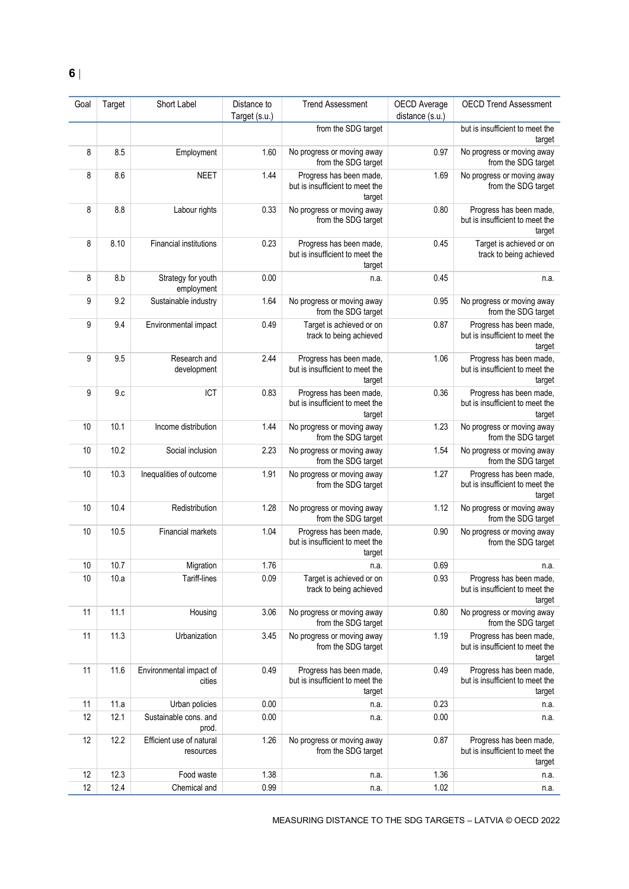| Goal | Target | Short Label | Distance to Target (s.u.) | Trend Assessment | OECD Average distance (s.u.) | OECD Trend Assessment |
|---|---|---|---|---|---|---|
| | | | | from the SDG target | | but is insufficient to meet the target |
| 8 | 8.5 | Employment | 1.60 | No progress or moving away from the SDG target | 0.97 | No progress or moving away from the SDG target |
| 8 | 8.6 | NEET | 1.44 | Progress has been made, but is insufficient to meet the target | 1.69 | No progress or moving away from the SDG target |
| 8 | 8.8 | Labour rights | 0.33 | No progress or moving away from the SDG target | 0.80 | Progress has been made, but is insufficient to meet the target |
| 8 | 8.10 | Financial institutions | 0.23 | Progress has been made, but is insufficient to meet the target | 0.45 | Target is achieved or on track to being achieved |
| 8 | 8.b | Strategy for youth employment | 0.00 | n.a. | 0.45 | n.a. |
| 9 | 9.2 | Sustainable industry | 1.64 | No progress or moving away from the SDG target | 0.95 | No progress or moving away from the SDG target |
| 9 | 9.4 | Environmental impact | 0.49 | Target is achieved or on track to being achieved | 0.87 | Progress has been made, but is insufficient to meet the target |
| 9 | 9.5 | Research and development | 2.44 | Progress has been made, but is insufficient to meet the target | 1.06 | Progress has been made, but is insufficient to meet the target |
| 9 | 9.c | ICT | 0.83 | Progress has been made, but is insufficient to meet the target | 0.36 | Progress has been made, but is insufficient to meet the target |
| 10 | 10.1 | Income distribution | 1.44 | No progress or moving away from the SDG target | 1.23 | No progress or moving away from the SDG target |
| 10 | 10.2 | Social inclusion | 2.23 | No progress or moving away from the SDG target | 1.54 | No progress or moving away from the SDG target |
| 10 | 10.3 | Inequalities of outcome | 1.91 | No progress or moving away from the SDG target | 1.27 | Progress has been made, but is insufficient to meet the target |
| 10 | 10.4 | Redistribution | 1.28 | No progress or moving away from the SDG target | 1.12 | No progress or moving away from the SDG target |
| 10 | 10.5 | Financial markets | 1.04 | Progress has been made, but is insufficient to meet the target | 0.90 | No progress or moving away from the SDG target |
| 10 | 10.7 | Migration | 1.76 | n.a. | 0.69 | n.a. |
| 10 | 10.a | Tariff-lines | 0.09 | Target is achieved or on track to being achieved | 0.93 | Progress has been made, but is insufficient to meet the target |
| 11 | 11.1 | Housing | 3.06 | No progress or moving away from the SDG target | 0.80 | No progress or moving away from the SDG target |
| 11 | 11.3 | Urbanization | 3.45 | No progress or moving away from the SDG target | 1.19 | Progress has been made, but is insufficient to meet the target |
| 11 | 11.6 | Environmental impact of cities | 0.49 | Progress has been made, but is insufficient to meet the target | 0.49 | Progress has been made, but is insufficient to meet the target |
| 11 | 11.a | Urban policies | 0.00 | n.a. | 0.23 | n.a. |
| 12 | 12.1 | Sustainable cons. and prod. | 0.00 | n.a. | 0.00 | n.a. |
| 12 | 12.2 | Efficient use of natural resources | 1.26 | No progress or moving away from the SDG target | 0.87 | Progress has been made, but is insufficient to meet the target |
| 12 | 12.3 | Food waste | 1.38 | n.a. | 1.36 | n.a. |
| 12 | 12.4 | Chemical and | 0.99 | n.a. | 1.02 | n.a. |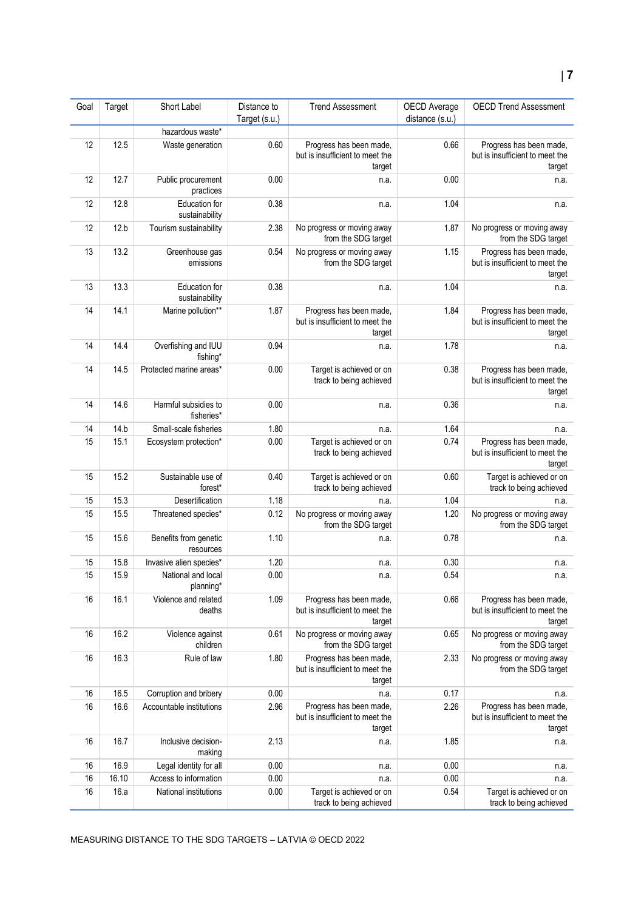| Goal | Target | Short Label | Distance to Target (s.u.) | Trend Assessment | OECD Average distance (s.u.) | OECD Trend Assessment |
|---|---|---|---|---|---|---|
| | | hazardous waste* | | | | |
| 12 | 12.5 | Waste generation | 0.60 | Progress has been made, but is insufficient to meet the target | 0.66 | Progress has been made, but is insufficient to meet the target |
| 12 | 12.7 | Public procurement practices | 0.00 | n.a. | 0.00 | n.a. |
| 12 | 12.8 | Education for sustainability | 0.38 | n.a. | 1.04 | n.a. |
| 12 | 12.b | Tourism sustainability | 2.38 | No progress or moving away from the SDG target | 1.87 | No progress or moving away from the SDG target |
| 13 | 13.2 | Greenhouse gas emissions | 0.54 | No progress or moving away from the SDG target | 1.15 | Progress has been made, but is insufficient to meet the target |
| 13 | 13.3 | Education for sustainability | 0.38 | n.a. | 1.04 | n.a. |
| 14 | 14.1 | Marine pollution** | 1.87 | Progress has been made, but is insufficient to meet the target | 1.84 | Progress has been made, but is insufficient to meet the target |
| 14 | 14.4 | Overfishing and IUU fishing* | 0.94 | n.a. | 1.78 | n.a. |
| 14 | 14.5 | Protected marine areas* | 0.00 | Target is achieved or on track to being achieved | 0.38 | Progress has been made, but is insufficient to meet the target |
| 14 | 14.6 | Harmful subsidies to fisheries* | 0.00 | n.a. | 0.36 | n.a. |
| 14 | 14.b | Small-scale fisheries | 1.80 | n.a. | 1.64 | n.a. |
| 15 | 15.1 | Ecosystem protection* | 0.00 | Target is achieved or on track to being achieved | 0.74 | Progress has been made, but is insufficient to meet the target |
| 15 | 15.2 | Sustainable use of forest* | 0.40 | Target is achieved or on track to being achieved | 0.60 | Target is achieved or on track to being achieved |
| 15 | 15.3 | Desertification | 1.18 | n.a. | 1.04 | n.a. |
| 15 | 15.5 | Threatened species* | 0.12 | No progress or moving away from the SDG target | 1.20 | No progress or moving away from the SDG target |
| 15 | 15.6 | Benefits from genetic resources | 1.10 | n.a. | 0.78 | n.a. |
| 15 | 15.8 | Invasive alien species* | 1.20 | n.a. | 0.30 | n.a. |
| 15 | 15.9 | National and local planning* | 0.00 | n.a. | 0.54 | n.a. |
| 16 | 16.1 | Violence and related deaths | 1.09 | Progress has been made, but is insufficient to meet the target | 0.66 | Progress has been made, but is insufficient to meet the target |
| 16 | 16.2 | Violence against children | 0.61 | No progress or moving away from the SDG target | 0.65 | No progress or moving away from the SDG target |
| 16 | 16.3 | Rule of law | 1.80 | Progress has been made, but is insufficient to meet the target | 2.33 | No progress or moving away from the SDG target |
| 16 | 16.5 | Corruption and bribery | 0.00 | n.a. | 0.17 | n.a. |
| 16 | 16.6 | Accountable institutions | 2.96 | Progress has been made, but is insufficient to meet the target | 2.26 | Progress has been made, but is insufficient to meet the target |
| 16 | 16.7 | Inclusive decision-making | 2.13 | n.a. | 1.85 | n.a. |
| 16 | 16.9 | Legal identity for all | 0.00 | n.a. | 0.00 | n.a. |
| 16 | 16.10 | Access to information | 0.00 | n.a. | 0.00 | n.a. |
| 16 | 16.a | National institutions | 0.00 | Target is achieved or on track to being achieved | 0.54 | Target is achieved or on track to being achieved |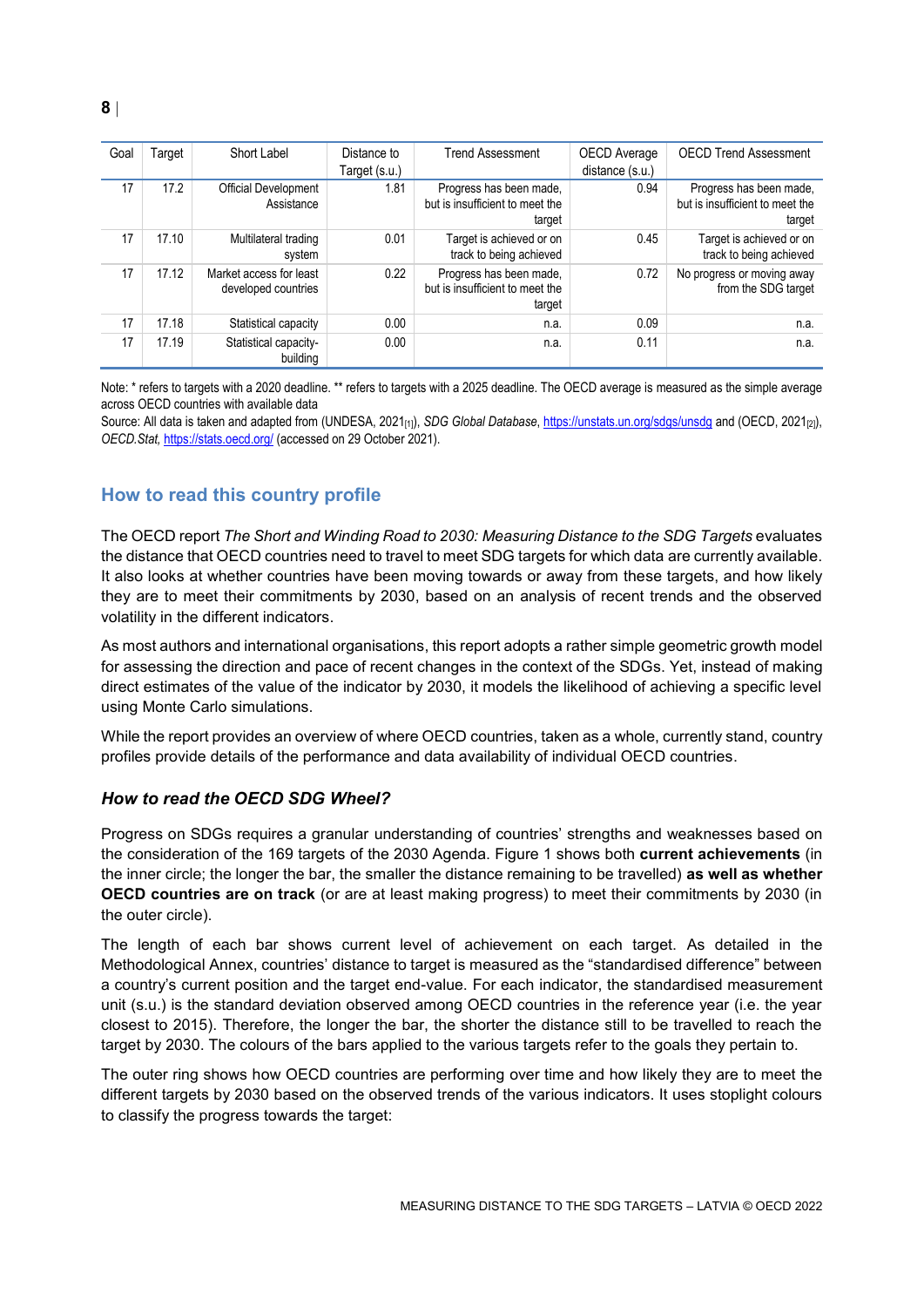| Goal | Target | Short Label | Distance to Target (s.u.) | Trend Assessment | OECD Average distance (s.u.) | OECD Trend Assessment |
|---|---|---|---|---|---|---|
| 17 | 17.2 | Official Development Assistance | 1.81 | Progress has been made, but is insufficient to meet the target | 0.94 | Progress has been made, but is insufficient to meet the target |
| 17 | 17.10 | Multilateral trading system | 0.01 | Target is achieved or on track to being achieved | 0.45 | Target is achieved or on track to being achieved |
| 17 | 17.12 | Market access for least developed countries | 0.22 | Progress has been made, but is insufficient to meet the target | 0.72 | No progress or moving away from the SDG target |
| 17 | 17.18 | Statistical capacity | 0.00 | n.a. | 0.09 | n.a. |
| 17 | 17.19 | Statistical capacity-building | 0.00 | n.a. | 0.11 | n.a. |

Note: * refers to targets with a 2020 deadline. ** refers to targets with a 2025 deadline. The OECD average is measured as the simple average across OECD countries with available data

Source: All data is taken and adapted from (UNDESA, 2021[1]), *SDG Global Database*, https://unstats.un.org/sdgs/unsdg and (OECD, 2021[2]), *OECD.Stat,* https://stats.oecd.org/ (accessed on 29 October 2021).

## How to read this country profile

The OECD report *The Short and Winding Road to 2030: Measuring Distance to the SDG Targets* evaluates the distance that OECD countries need to travel to meet SDG targets for which data are currently available. It also looks at whether countries have been moving towards or away from these targets, and how likely they are to meet their commitments by 2030, based on an analysis of recent trends and the observed volatility in the different indicators.

As most authors and international organisations, this report adopts a rather simple geometric growth model for assessing the direction and pace of recent changes in the context of the SDGs. Yet, instead of making direct estimates of the value of the indicator by 2030, it models the likelihood of achieving a specific level using Monte Carlo simulations.

While the report provides an overview of where OECD countries, taken as a whole, currently stand, country profiles provide details of the performance and data availability of individual OECD countries.

### *How to read the OECD SDG Wheel?*

Progress on SDGs requires a granular understanding of countries' strengths and weaknesses based on the consideration of the 169 targets of the 2030 Agenda. Figure 1 shows both **current achievements** (in the inner circle; the longer the bar, the smaller the distance remaining to be travelled) **as well as whether OECD countries are on track** (or are at least making progress) to meet their commitments by 2030 (in the outer circle).

The length of each bar shows current level of achievement on each target. As detailed in the Methodological Annex, countries' distance to target is measured as the "standardised difference" between a country's current position and the target end-value. For each indicator, the standardised measurement unit (s.u.) is the standard deviation observed among OECD countries in the reference year (i.e. the year closest to 2015). Therefore, the longer the bar, the shorter the distance still to be travelled to reach the target by 2030. The colours of the bars applied to the various targets refer to the goals they pertain to.

The outer ring shows how OECD countries are performing over time and how likely they are to meet the different targets by 2030 based on the observed trends of the various indicators. It uses stoplight colours to classify the progress towards the target: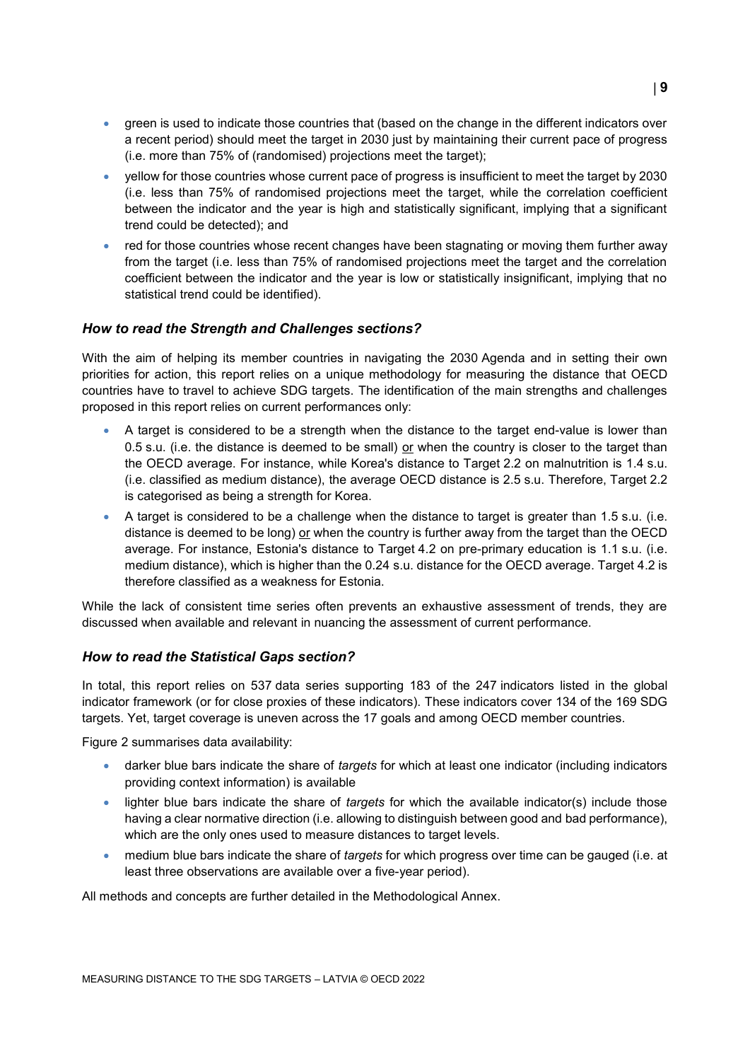- green is used to indicate those countries that (based on the change in the different indicators over a recent period) should meet the target in 2030 just by maintaining their current pace of progress (i.e. more than 75% of (randomised) projections meet the target);
- yellow for those countries whose current pace of progress is insufficient to meet the target by 2030 (i.e. less than 75% of randomised projections meet the target, while the correlation coefficient between the indicator and the year is high and statistically significant, implying that a significant trend could be detected); and
- red for those countries whose recent changes have been stagnating or moving them further away from the target (i.e. less than 75% of randomised projections meet the target and the correlation coefficient between the indicator and the year is low or statistically insignificant, implying that no statistical trend could be identified).

### *How to read the Strength and Challenges sections?*

With the aim of helping its member countries in navigating the 2030 Agenda and in setting their own priorities for action, this report relies on a unique methodology for measuring the distance that OECD countries have to travel to achieve SDG targets. The identification of the main strengths and challenges proposed in this report relies on current performances only:

- A target is considered to be a strength when the distance to the target end-value is lower than 0.5 s.u. (i.e. the distance is deemed to be small) or when the country is closer to the target than the OECD average. For instance, while Korea's distance to Target 2.2 on malnutrition is 1.4 s.u. (i.e. classified as medium distance), the average OECD distance is 2.5 s.u. Therefore, Target 2.2 is categorised as being a strength for Korea.
- A target is considered to be a challenge when the distance to target is greater than 1.5 s.u. (i.e. distance is deemed to be long) or when the country is further away from the target than the OECD average. For instance, Estonia's distance to Target 4.2 on pre-primary education is 1.1 s.u. (i.e. medium distance), which is higher than the 0.24 s.u. distance for the OECD average. Target 4.2 is therefore classified as a weakness for Estonia.

While the lack of consistent time series often prevents an exhaustive assessment of trends, they are discussed when available and relevant in nuancing the assessment of current performance.

### *How to read the Statistical Gaps section?*

In total, this report relies on 537 data series supporting 183 of the 247 indicators listed in the global indicator framework (or for close proxies of these indicators). These indicators cover 134 of the 169 SDG targets. Yet, target coverage is uneven across the 17 goals and among OECD member countries.

Figure 2 summarises data availability:

- darker blue bars indicate the share of *targets* for which at least one indicator (including indicators providing context information) is available
- lighter blue bars indicate the share of *targets* for which the available indicator(s) include those having a clear normative direction (i.e. allowing to distinguish between good and bad performance), which are the only ones used to measure distances to target levels.
- medium blue bars indicate the share of *targets* for which progress over time can be gauged (i.e. at least three observations are available over a five-year period).

All methods and concepts are further detailed in the Methodological Annex.